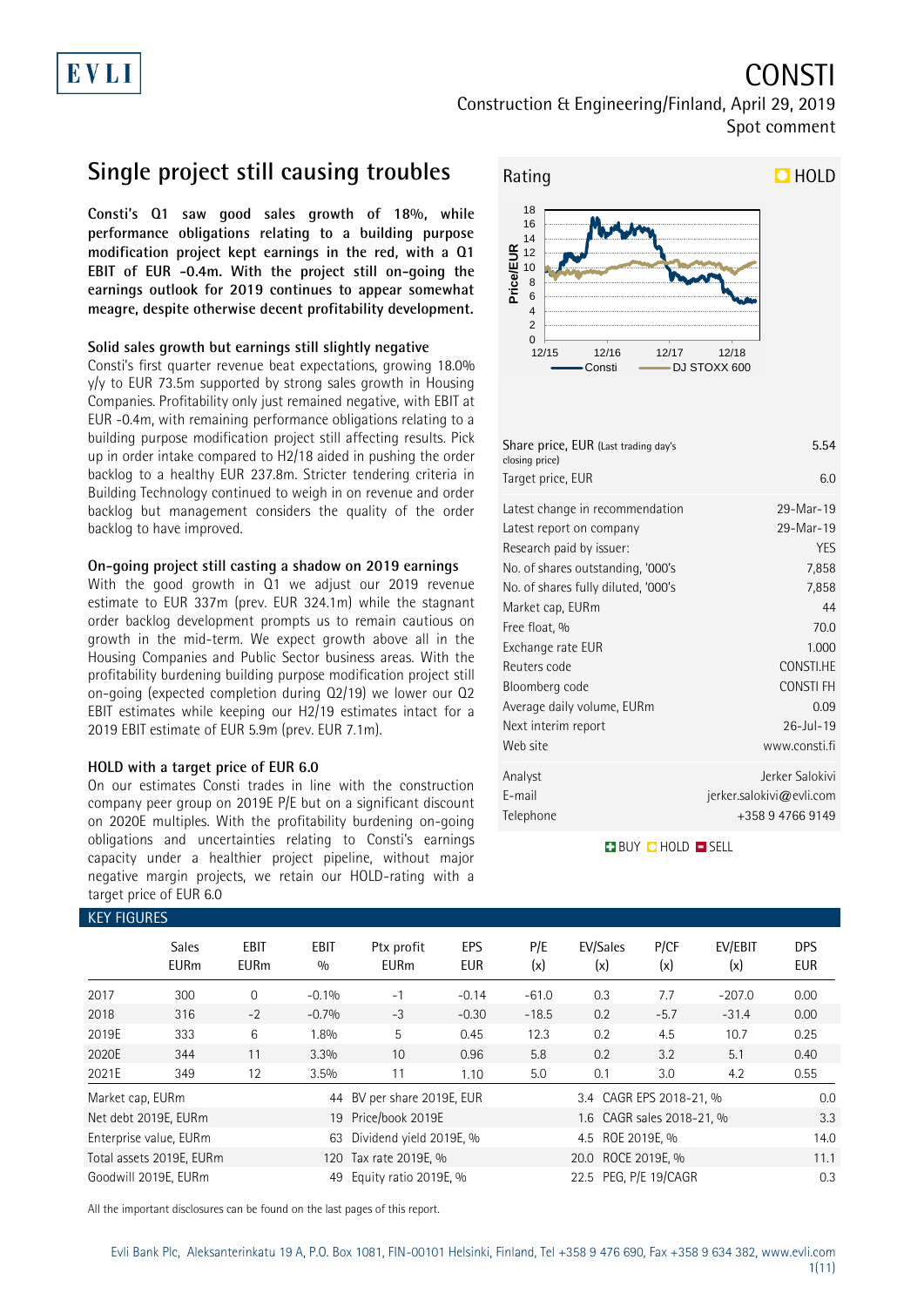# CONSTI

Construction & Engineering/Finland, April 29, 2019

Spot comment

## Single project still causing troubles

**Consti's Q1 saw good sales growth of 18%, while performance obligations relating to a building purpose modification project kept earnings in the red, with a Q1 EBIT of EUR -0.4m. With the project still on-going the earnings outlook for 2019 continues to appear somewhat meagre, despite otherwise decent profitability development.**

### Solid sales growth but earnings still slightly negative

Consti's first quarter revenue beat expectations, growing 18.0% y/y to EUR 73.5m supported by strong sales growth in Housing Companies. Profitability only just remained negative, with EBIT at EUR -0.4m, with remaining performance obligations relating to a building purpose modification project still affecting results. Pick up in order intake compared to H2/18 aided in pushing the order backlog to a healthy EUR 237.8m. Stricter tendering criteria in Building Technology continued to weigh in on revenue and order backlog but management considers the quality of the order backlog to have improved.

### On-going project still casting a shadow on 2019 earnings

With the good growth in Q1 we adjust our 2019 revenue estimate to EUR 337m (prev. EUR 324.1m) while the stagnant order backlog development prompts us to remain cautious on growth in the mid-term. We expect growth above all in the Housing Companies and Public Sector business areas. With the profitability burdening building purpose modification project still on-going (expected completion during Q2/19) we lower our Q2 EBIT estimates while keeping our H2/19 estimates intact for a 2019 EBIT estimate of EUR 5.9m (prev. EUR 7.1m).

### HOLD with a target price of EUR 6.0

On our estimates Consti trades in line with the construction company peer group on 2019E P/E but on a significant discount on 2020E multiples. With the profitability burdening on-going obligations and uncertainties relating to Consti's earnings capacity under a healthier project pipeline, without major negative margin projects, we retain our HOLD-rating with a target price of EUR 6.0

**Rating: HOLD**

| | |
|---|---|
| Share price, EUR (Last trading day's closing price) | 5.54 |
| Target price, EUR | 6.0 |
| Latest change in recommendation | 29-Mar-19 |
| Latest report on company | 29-Mar-19 |
| Research paid by issuer: | YES |
| No. of shares outstanding, '000's | 7,858 |
| No. of shares fully diluted, '000's | 7,858 |
| Market cap, EURm | 44 |
| Free float, % | 70.0 |
| Exchange rate EUR | 1.000 |
| Reuters code | CONSTI.HE |
| Bloomberg code | CONSTI FH |
| Average daily volume, EURm | 0.09 |
| Next interim report | 26-Jul-19 |
| Web site | www.consti.fi |
| Analyst | Jerker Salokivi |
| E-mail | jerker.salokivi@evli.com |
| Telephone | +358 9 4766 9149 |

BUY HOLD SELL

### KEY FIGURES

| | Sales EURm | EBIT EURm | EBIT % | Ptx profit EURm | EPS EUR | P/E (x) | EV/Sales (x) | P/CF (x) | EV/EBIT (x) | DPS EUR |
|---|---|---|---|---|---|---|---|---|---|---|
| 2017 | 300 | 0 | -0.1% | -1 | -0.14 | -61.0 | 0.3 | 7.7 | -207.0 | 0.00 |
| 2018 | 316 | -2 | -0.7% | -3 | -0.30 | -18.5 | 0.2 | -5.7 | -31.4 | 0.00 |
| 2019E | 333 | 6 | 1.8% | 5 | 0.45 | 12.3 | 0.2 | 4.5 | 10.7 | 0.25 |
| 2020E | 344 | 11 | 3.3% | 10 | 0.96 | 5.8 | 0.2 | 3.2 | 5.1 | 0.40 |
| 2021E | 349 | 12 | 3.5% | 11 | 1.10 | 5.0 | 0.1 | 3.0 | 4.2 | 0.55 |

| | | | | | |
|---|---|---|---|---|---|
| Market cap, EURm | 44 | BV per share 2019E, EUR | 3.4 | CAGR EPS 2018-21, % | 0.0 |
| Net debt 2019E, EURm | 19 | Price/book 2019E | 1.6 | CAGR sales 2018-21, % | 3.3 |
| Enterprise value, EURm | 63 | Dividend yield 2019E, % | 4.5 | ROE 2019E, % | 14.0 |
| Total assets 2019E, EURm | 120 | Tax rate 2019E, % | 20.0 | ROCE 2019E, % | 11.1 |
| Goodwill 2019E, EURm | 49 | Equity ratio 2019E, % | 22.5 | PEG, P/E 19/CAGR | 0.3 |

All the important disclosures can be found on the last pages of this report.

Evli Bank Plc, Aleksanterinkatu 19 A, P.O. Box 1081, FIN-00101 Helsinki, Finland, Tel +358 9 476 690, Fax +358 9 634 382, www.evli.com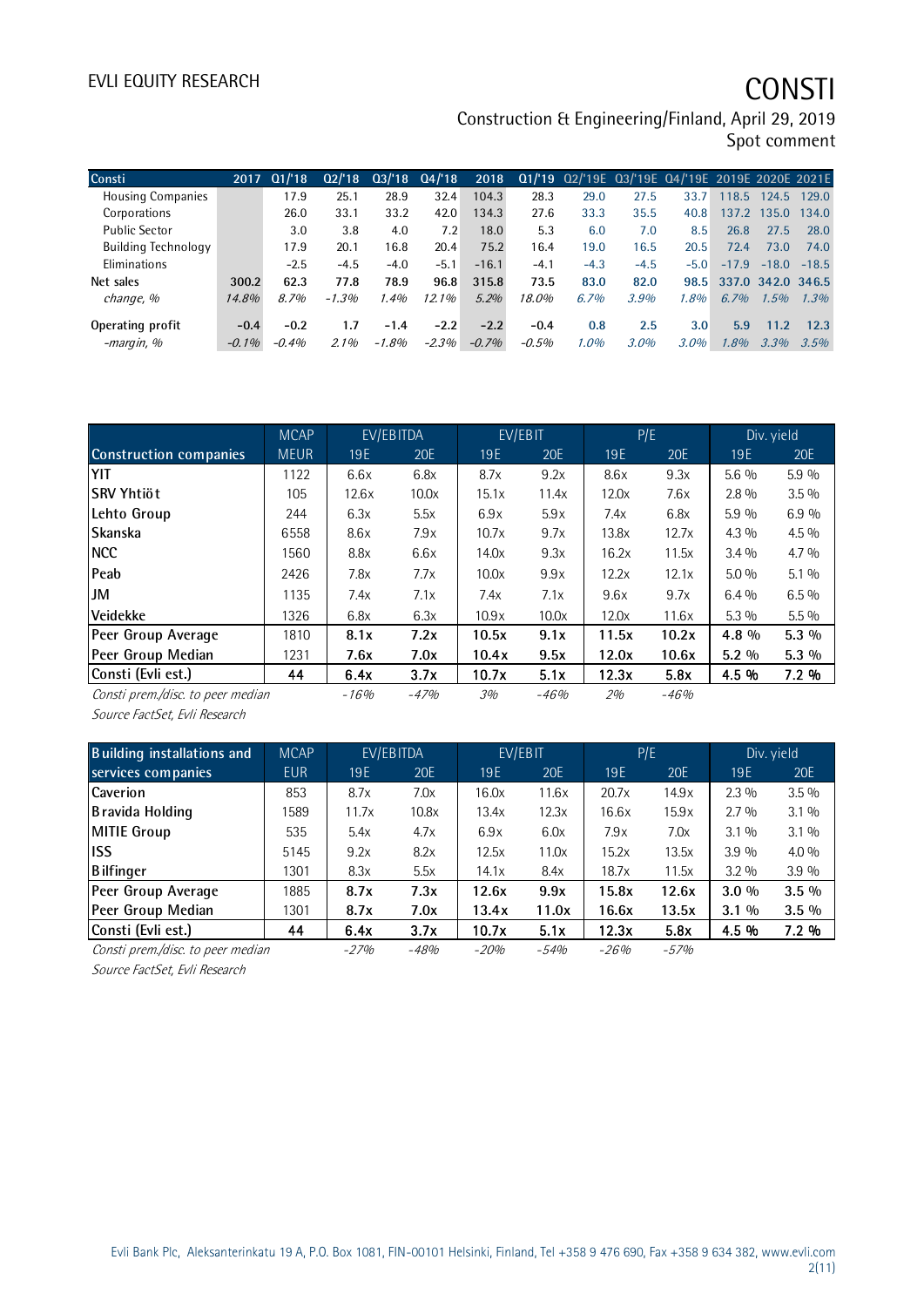| Consti | 2017 | Q1/'18 | Q2/'18 | Q3/'18 | Q4/'18 | 2018 | Q1/'19 | Q2/'19E | Q3/'19E | Q4/'19E | 2019E | 2020E | 2021E |
|---|---|---|---|---|---|---|---|---|---|---|---|---|---|
| Housing Companies | | 17.9 | 25.1 | 28.9 | 32.4 | 104.3 | 28.3 | 29.0 | 27.5 | 33.7 | 118.5 | 124.5 | 129.0 |
| Corporations | | 26.0 | 33.1 | 33.2 | 42.0 | 134.3 | 27.6 | 33.3 | 35.5 | 40.8 | 137.2 | 135.0 | 134.0 |
| Public Sector | | 3.0 | 3.8 | 4.0 | 7.2 | 18.0 | 5.3 | 6.0 | 7.0 | 8.5 | 26.8 | 27.5 | 28.0 |
| Building Technology | | 17.9 | 20.1 | 16.8 | 20.4 | 75.2 | 16.4 | 19.0 | 16.5 | 20.5 | 72.4 | 73.0 | 74.0 |
| Eliminations | | -2.5 | -4.5 | -4.0 | -5.1 | -16.1 | -4.1 | -4.3 | -4.5 | -5.0 | -17.9 | -18.0 | -18.5 |
| Net sales | 300.2 | 62.3 | 77.8 | 78.9 | 96.8 | 315.8 | 73.5 | 83.0 | 82.0 | 98.5 | 337.0 | 342.0 | 346.5 |
| *change, %* | *14.8%* | *8.7%* | *-1.3%* | *1.4%* | *12.1%* | *5.2%* | *18.0%* | *6.7%* | *3.9%* | *1.8%* | *6.7%* | *1.5%* | *1.3%* |
| Operating profit | -0.4 | -0.2 | 1.7 | -1.4 | -2.2 | -2.2 | -0.4 | 0.8 | 2.5 | 3.0 | 5.9 | 11.2 | 12.3 |
| *-margin, %* | *-0.1%* | *-0.4%* | *2.1%* | *-1.8%* | *-2.3%* | *-0.7%* | *-0.5%* | *1.0%* | *3.0%* | *3.0%* | *1.8%* | *3.3%* | *3.5%* |

| | MCAP | EV/EBITDA | | EV/EBIT | | P/E | | Div. yield | |
|---|---|---|---|---|---|---|---|---|---|
| **Construction companies** | MEUR | 19E | 20E | 19E | 20E | 19E | 20E | 19E | 20E |
| YIT | 1122 | 6.6x | 6.8x | 8.7x | 9.2x | 8.6x | 9.3x | 5.6 % | 5.9 % |
| SRV Yhtiöt | 105 | 12.6x | 10.0x | 15.1x | 11.4x | 12.0x | 7.6x | 2.8 % | 3.5 % |
| Lehto Group | 244 | 6.3x | 5.5x | 6.9x | 5.9x | 7.4x | 6.8x | 5.9 % | 6.9 % |
| Skanska | 6558 | 8.6x | 7.9x | 10.7x | 9.7x | 13.8x | 12.7x | 4.3 % | 4.5 % |
| NCC | 1560 | 8.8x | 6.6x | 14.0x | 9.3x | 16.2x | 11.5x | 3.4 % | 4.7 % |
| Peab | 2426 | 7.8x | 7.7x | 10.0x | 9.9x | 12.2x | 12.1x | 5.0 % | 5.1 % |
| JM | 1135 | 7.4x | 7.1x | 7.4x | 7.1x | 9.6x | 9.7x | 6.4 % | 6.5 % |
| Veidekke | 1326 | 6.8x | 6.3x | 10.9x | 10.0x | 12.0x | 11.6x | 5.3 % | 5.5 % |
| Peer Group Average | 1810 | **8.1x** | **7.2x** | **10.5x** | **9.1x** | **11.5x** | **10.2x** | **4.8 %** | **5.3 %** |
| Peer Group Median | 1231 | **7.6x** | **7.0x** | **10.4x** | **9.5x** | **12.0x** | **10.6x** | **5.2 %** | **5.3 %** |
| **Consti (Evli est.)** | **44** | **6.4x** | **3.7x** | **10.7x** | **5.1x** | **12.3x** | **5.8x** | **4.5 %** | **7.2 %** |
| *Consti prem./disc. to peer median* | | *-16%* | *-47%* | *3%* | *-46%* | *2%* | *-46%* | | |

*Source FactSet, Evli Research*

| | MCAP | EV/EBITDA | | EV/EBIT | | P/E | | Div. yield | |
|---|---|---|---|---|---|---|---|---|---|
| **Building installations and services companies** | EUR | 19E | 20E | 19E | 20E | 19E | 20E | 19E | 20E |
| Caverion | 853 | 8.7x | 7.0x | 16.0x | 11.6x | 20.7x | 14.9x | 2.3 % | 3.5 % |
| Bravida Holding | 1589 | 11.7x | 10.8x | 13.4x | 12.3x | 16.6x | 15.9x | 2.7 % | 3.1 % |
| MITIE Group | 535 | 5.4x | 4.7x | 6.9x | 6.0x | 7.9x | 7.0x | 3.1 % | 3.1 % |
| ISS | 5145 | 9.2x | 8.2x | 12.5x | 11.0x | 15.2x | 13.5x | 3.9 % | 4.0 % |
| Bilfinger | 1301 | 8.3x | 5.5x | 14.1x | 8.4x | 18.7x | 11.5x | 3.2 % | 3.9 % |
| Peer Group Average | 1885 | **8.7x** | **7.3x** | **12.6x** | **9.9x** | **15.8x** | **12.6x** | **3.0 %** | **3.5 %** |
| Peer Group Median | 1301 | **8.7x** | **7.0x** | **13.4x** | **11.0x** | **16.6x** | **13.5x** | **3.1 %** | **3.5 %** |
| **Consti (Evli est.)** | **44** | **6.4x** | **3.7x** | **10.7x** | **5.1x** | **12.3x** | **5.8x** | **4.5 %** | **7.2 %** |
| *Consti prem./disc. to peer median* | | *-27%* | *-48%* | *-20%* | *-54%* | *-26%* | *-57%* | | |

*Source FactSet, Evli Research*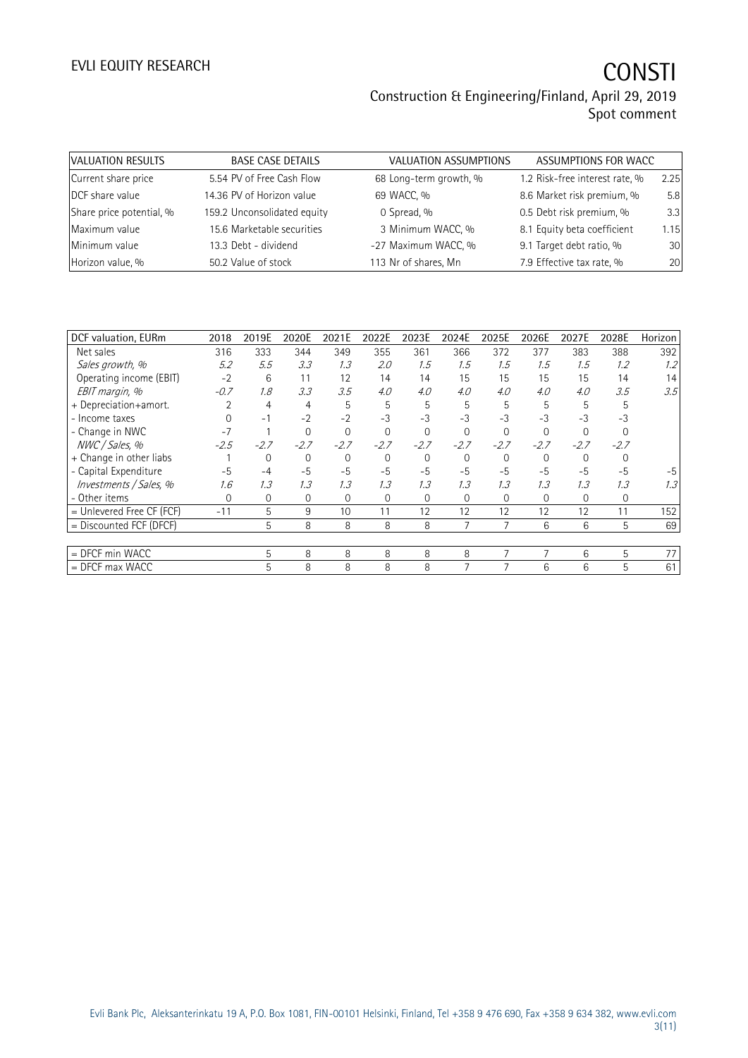| VALUATION RESULTS | BASE CASE DETAILS | VALUATION ASSUMPTIONS | ASSUMPTIONS FOR WACC |
|---|---|---|---|
| Current share price | 5.54 PV of Free Cash Flow | 68 Long-term growth, % | 1.2 Risk-free interest rate, % | 2.25 |
| DCF share value | 14.36 PV of Horizon value | 69 WACC, % | 8.6 Market risk premium, % | 5.8 |
| Share price potential, % | 159.2 Unconsolidated equity | 0 Spread, % | 0.5 Debt risk premium, % | 3.3 |
| Maximum value | 15.6 Marketable securities | 3 Minimum WACC, % | 8.1 Equity beta coefficient | 1.15 |
| Minimum value | 13.3 Debt - dividend | -27 Maximum WACC, % | 9.1 Target debt ratio, % | 30 |
| Horizon value, % | 50.2 Value of stock | 113 Nr of shares, Mn | 7.9 Effective tax rate, % | 20 |

| DCF valuation, EURm | 2018 | 2019E | 2020E | 2021E | 2022E | 2023E | 2024E | 2025E | 2026E | 2027E | 2028E | Horizon |
|---|---|---|---|---|---|---|---|---|---|---|---|---|
| Net sales | 316 | 333 | 344 | 349 | 355 | 361 | 366 | 372 | 377 | 383 | 388 | 392 |
| *Sales growth, %* | *5.2* | *5.5* | *3.3* | *1.3* | *2.0* | *1.5* | *1.5* | *1.5* | *1.5* | *1.5* | *1.2* | *1.2* |
| Operating income (EBIT) | -2 | 6 | 11 | 12 | 14 | 14 | 15 | 15 | 15 | 15 | 14 | 14 |
| *EBIT margin, %* | *-0.7* | *1.8* | *3.3* | *3.5* | *4.0* | *4.0* | *4.0* | *4.0* | *4.0* | *4.0* | *3.5* | *3.5* |
| + Depreciation+amort. | 2 | 4 | 4 | 5 | 5 | 5 | 5 | 5 | 5 | 5 | 5 | |
| - Income taxes | 0 | -1 | -2 | -2 | -3 | -3 | -3 | -3 | -3 | -3 | -3 | |
| - Change in NWC | -7 | 1 | 0 | 0 | 0 | 0 | 0 | 0 | 0 | 0 | 0 | |
| *NWC / Sales, %* | *-2.5* | *-2.7* | *-2.7* | *-2.7* | *-2.7* | *-2.7* | *-2.7* | *-2.7* | *-2.7* | *-2.7* | *-2.7* | |
| + Change in other liabs | 1 | 0 | 0 | 0 | 0 | 0 | 0 | 0 | 0 | 0 | 0 | |
| - Capital Expenditure | -5 | -4 | -5 | -5 | -5 | -5 | -5 | -5 | -5 | -5 | -5 | -5 |
| *Investments / Sales, %* | *1.6* | *1.3* | *1.3* | *1.3* | *1.3* | *1.3* | *1.3* | *1.3* | *1.3* | *1.3* | *1.3* | *1.3* |
| - Other items | 0 | 0 | 0 | 0 | 0 | 0 | 0 | 0 | 0 | 0 | 0 | |
| = Unlevered Free CF (FCF) | -11 | 5 | 9 | 10 | 11 | 12 | 12 | 12 | 12 | 12 | 11 | 152 |
| = Discounted FCF (DFCF) | | 5 | 8 | 8 | 8 | 8 | 7 | 7 | 6 | 6 | 5 | 69 |
| | | | | | | | | | | | | |
| = DFCF min WACC | | 5 | 8 | 8 | 8 | 8 | 8 | 7 | 7 | 6 | 5 | 77 |
| = DFCF max WACC | | 5 | 8 | 8 | 8 | 8 | 7 | 7 | 6 | 6 | 5 | 61 |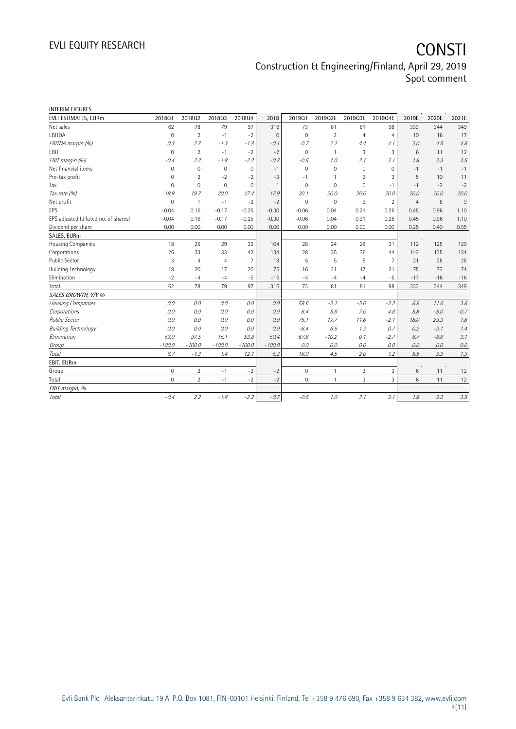INTERIM FIGURES

| EVLI ESTIMATES, EURm | 2018Q1 | 2018Q2 | 2018Q3 | 2018Q4 | 2018 | 2019Q1 | 2019Q2E | 2019Q3E | 2019Q4E | 2019E | 2020E | 2021E |
|---|---|---|---|---|---|---|---|---|---|---|---|---|
| Net sales | 62 | 78 | 79 | 97 | 316 | 73 | 81 | 81 | 98 | 333 | 344 | 349 |
| EBITDA | 0 | 2 | -1 | -2 | 0 | 0 | 2 | 4 | 4 | 10 | 16 | 17 |
| *EBITDA margin (%)* | *0.3* | *2.7* | *-1.3* | *-1.8* | *-0.1* | *0.7* | *2.2* | *4.4* | *4.1* | *3.0* | *4.5* | *4.8* |
| EBIT | 0 | 2 | -1 | -2 | -2 | 0 | 1 | 3 | 3 | 6 | 11 | 12 |
| *EBIT margin (%)* | *-0.4* | *2.2* | *-1.8* | *-2.2* | *-0.7* | *-0.5* | *1.0* | *3.1* | *3.1* | *1.8* | *3.3* | *3.5* |
| Net financial items | 0 | 0 | 0 | 0 | -1 | 0 | 0 | 0 | 0 | -1 | -1 | -1 |
| Pre-tax profit | 0 | 2 | -2 | -2 | -3 | -1 | 1 | 2 | 3 | 5 | 10 | 11 |
| Tax | 0 | 0 | 0 | 0 | 1 | 0 | 0 | 0 | -1 | -1 | -2 | -2 |
| *Tax rate (%)* | *18.9* | *19.7* | *20.0* | *17.4* | *17.9* | *20.1* | *20.0* | *20.0* | *20.0* | *20.0* | *20.0* | *20.0* |
| Net profit | 0 | 1 | -1 | -2 | -2 | 0 | 0 | 2 | 2 | 4 | 8 | 9 |
| EPS | -0.04 | 0.16 | -0.17 | -0.25 | -0.30 | -0.06 | 0.04 | 0.21 | 0.26 | 0.45 | 0.96 | 1.10 |
| EPS adjusted (diluted no. of shares) | -0.04 | 0.16 | -0.17 | -0.25 | -0.30 | -0.06 | 0.04 | 0.21 | 0.26 | 0.45 | 0.96 | 1.10 |
| Dividend per share | 0.00 | 0.00 | 0.00 | 0.00 | 0.00 | 0.00 | 0.00 | 0.00 | 0.00 | 0.25 | 0.40 | 0.55 |
| **SALES, EURm** | | | | | | | | | | | | |
| Housing Companies | 18 | 25 | 29 | 32 | 104 | 28 | 24 | 28 | 31 | 112 | 125 | 129 |
| Corporations | 26 | 33 | 33 | 42 | 134 | 28 | 35 | 36 | 44 | 142 | 135 | 134 |
| Public Sector | 3 | 4 | 4 | 7 | 18 | 5 | 5 | 5 | 7 | 21 | 28 | 28 |
| Building Technology | 18 | 20 | 17 | 20 | 75 | 16 | 21 | 17 | 21 | 75 | 73 | 74 |
| Elimination | -2 | -4 | -4 | -5 | -16 | -4 | -4 | -4 | -5 | -17 | -16 | -16 |
| Total | 62 | 78 | 79 | 97 | 316 | 73 | 81 | 81 | 98 | 333 | 344 | 349 |
| *SALES GROWTH, Y/Y %* | | | | | | | | | | | | |
| *Housing Companies* | *0.0* | *0.0* | *0.0* | *0.0* | *0.0* | *58.6* | *-3.2* | *-5.0* | *-3.2* | *6.9* | *11.6* | *3.6* |
| *Corporations* | *0.0* | *0.0* | *0.0* | *0.0* | *0.0* | *6.4* | *5.6* | *7.0* | *4.8* | *5.8* | *-5.0* | *-0.7* |
| *Public Sector* | *0.0* | *0.0* | *0.0* | *0.0* | *0.0* | *75.1* | *17.7* | *11.6* | *-2.1* | *18.0* | *29.3* | *1.8* |
| *Building Technology* | *0.0* | *0.0* | *0.0* | *0.0* | *0.0* | *-8.4* | *6.5* | *1.3* | *0.7* | *0.2* | *-3.1* | *1.4* |
| *Elimination* | *53.0* | *97.5* | *15.1* | *53.8* | *50.4* | *67.8* | *-10.2* | *0.1* | *-2.7* | *6.7* | *-6.6* | *3.1* |
| *Group* | *-100.0* | *-100.0* | *-100.0* | *-100.0* | *-100.0* | *0.0* | *0.0* | *0.0* | *0.0* | *0.0* | *0.0* | *0.0* |
| *Total* | *8.7* | *-1.3* | *1.4* | *12.1* | *5.2* | *18.0* | *4.5* | *2.0* | *1.2* | *5.5* | *3.3* | *1.3* |
| **EBIT, EURm** | | | | | | | | | | | | |
| Group | 0 | 2 | -1 | -2 | -2 | 0 | 1 | 3 | 3 | 6 | 11 | 12 |
| Total | 0 | 2 | -1 | -2 | -2 | 0 | 1 | 3 | 3 | 6 | 11 | 12 |
| *EBIT margin, %* | | | | | | | | | | | | |
| *Total* | *-0.4* | *2.2* | *-1.8* | *-2.2* | *-0.7* | *-0.5* | *1.0* | *3.1* | *3.1* | *1.8* | *3.3* | *3.5* |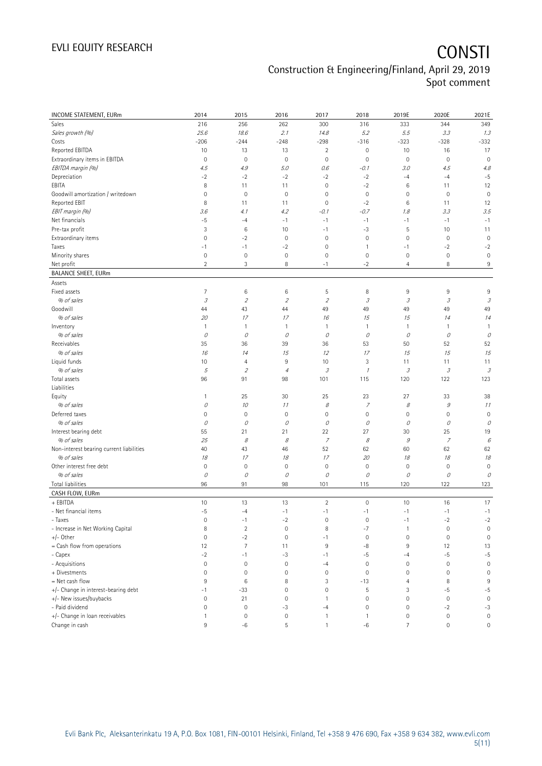| INCOME STATEMENT, EURm | 2014 | 2015 | 2016 | 2017 | 2018 | 2019E | 2020E | 2021E |
|---|---|---|---|---|---|---|---|---|
| Sales | 216 | 256 | 262 | 300 | 316 | 333 | 344 | 349 |
| *Sales growth (%)* | *25.6* | *18.6* | *2.1* | *14.8* | *5.2* | *5.5* | *3.3* | *1.3* |
| Costs | -206 | -244 | -248 | -298 | -316 | -323 | -328 | -332 |
| Reported EBITDA | 10 | 13 | 13 | 2 | 0 | 10 | 16 | 17 |
| Extraordinary items in EBITDA | 0 | 0 | 0 | 0 | 0 | 0 | 0 | 0 |
| *EBITDA margin (%)* | *4.5* | *4.9* | *5.0* | *0.6* | *-0.1* | *3.0* | *4.5* | *4.8* |
| Depreciation | -2 | -2 | -2 | -2 | -2 | -4 | -4 | -5 |
| EBITA | 8 | 11 | 11 | 0 | -2 | 6 | 11 | 12 |
| Goodwill amortization / writedown | 0 | 0 | 0 | 0 | 0 | 0 | 0 | 0 |
| Reported EBIT | 8 | 11 | 11 | 0 | -2 | 6 | 11 | 12 |
| *EBIT margin (%)* | *3.6* | *4.1* | *4.2* | *-0.1* | *-0.7* | *1.8* | *3.3* | *3.5* |
| Net financials | -5 | -4 | -1 | -1 | -1 | -1 | -1 | -1 |
| Pre-tax profit | 3 | 6 | 10 | -1 | -3 | 5 | 10 | 11 |
| Extraordinary items | 0 | -2 | 0 | 0 | 0 | 0 | 0 | 0 |
| Taxes | -1 | -1 | -2 | 0 | 1 | -1 | -2 | -2 |
| Minority shares | 0 | 0 | 0 | 0 | 0 | 0 | 0 | 0 |
| Net profit | 2 | 3 | 8 | -1 | -2 | 4 | 8 | 9 |
| **BALANCE SHEET, EURm** | | | | | | | | |
| Assets | | | | | | | | |
| Fixed assets | 7 | 6 | 6 | 5 | 8 | 9 | 9 | 9 |
| *% of sales* | *3* | *2* | *2* | *2* | *3* | *3* | *3* | *3* |
| Goodwill | 44 | 43 | 44 | 49 | 49 | 49 | 49 | 49 |
| *% of sales* | *20* | *17* | *17* | *16* | *15* | *15* | *14* | *14* |
| Inventory | 1 | 1 | 1 | 1 | 1 | 1 | 1 | 1 |
| *% of sales* | *0* | *0* | *0* | *0* | *0* | *0* | *0* | *0* |
| Receivables | 35 | 36 | 39 | 36 | 53 | 50 | 52 | 52 |
| *% of sales* | *16* | *14* | *15* | *12* | *17* | *15* | *15* | *15* |
| Liquid funds | 10 | 4 | 9 | 10 | 3 | 11 | 11 | 11 |
| *% of sales* | *5* | *2* | *4* | *3* | *1* | *3* | *3* | *3* |
| Total assets | 96 | 91 | 98 | 101 | 115 | 120 | 122 | 123 |
| Liabilities | | | | | | | | |
| Equity | 1 | 25 | 30 | 25 | 23 | 27 | 33 | 38 |
| *% of sales* | *0* | *10* | *11* | *8* | *7* | *8* | *9* | *11* |
| Deferred taxes | 0 | 0 | 0 | 0 | 0 | 0 | 0 | 0 |
| *% of sales* | *0* | *0* | *0* | *0* | *0* | *0* | *0* | *0* |
| Interest bearing debt | 55 | 21 | 21 | 22 | 27 | 30 | 25 | 19 |
| *% of sales* | *25* | *8* | *8* | *7* | *8* | *9* | *7* | *6* |
| Non-interest bearing current liabilities | 40 | 43 | 46 | 52 | 62 | 60 | 62 | 62 |
| *% of sales* | *18* | *17* | *18* | *17* | *20* | *18* | *18* | *18* |
| Other interest free debt | 0 | 0 | 0 | 0 | 0 | 0 | 0 | 0 |
| *% of sales* | *0* | *0* | *0* | *0* | *0* | *0* | *0* | *0* |
| Total liabilities | 96 | 91 | 98 | 101 | 115 | 120 | 122 | 123 |
| **CASH FLOW, EURm** | | | | | | | | |
| + EBITDA | 10 | 13 | 13 | 2 | 0 | 10 | 16 | 17 |
| - Net financial items | -5 | -4 | -1 | -1 | -1 | -1 | -1 | -1 |
| - Taxes | 0 | -1 | -2 | 0 | 0 | -1 | -2 | -2 |
| - Increase in Net Working Capital | 8 | 2 | 0 | 8 | -7 | 1 | 0 | 0 |
| +/- Other | 0 | -2 | 0 | -1 | 0 | 0 | 0 | 0 |
| = Cash flow from operations | 12 | 7 | 11 | 9 | -8 | 9 | 12 | 13 |
| - Capex | -2 | -1 | -3 | -1 | -5 | -4 | -5 | -5 |
| - Acquisitions | 0 | 0 | 0 | -4 | 0 | 0 | 0 | 0 |
| + Divestments | 0 | 0 | 0 | 0 | 0 | 0 | 0 | 0 |
| = Net cash flow | 9 | 6 | 8 | 3 | -13 | 4 | 8 | 9 |
| +/- Change in interest-bearing debt | -1 | -33 | 0 | 0 | 5 | 3 | -5 | -5 |
| +/- New issues/buybacks | 0 | 21 | 0 | 1 | 0 | 0 | 0 | 0 |
| - Paid dividend | 0 | 0 | -3 | -4 | 0 | 0 | -2 | -3 |
| +/- Change in loan receivables | 1 | 0 | 0 | 1 | 1 | 0 | 0 | 0 |
| Change in cash | 9 | -6 | 5 | 1 | -6 | 7 | 0 | 0 |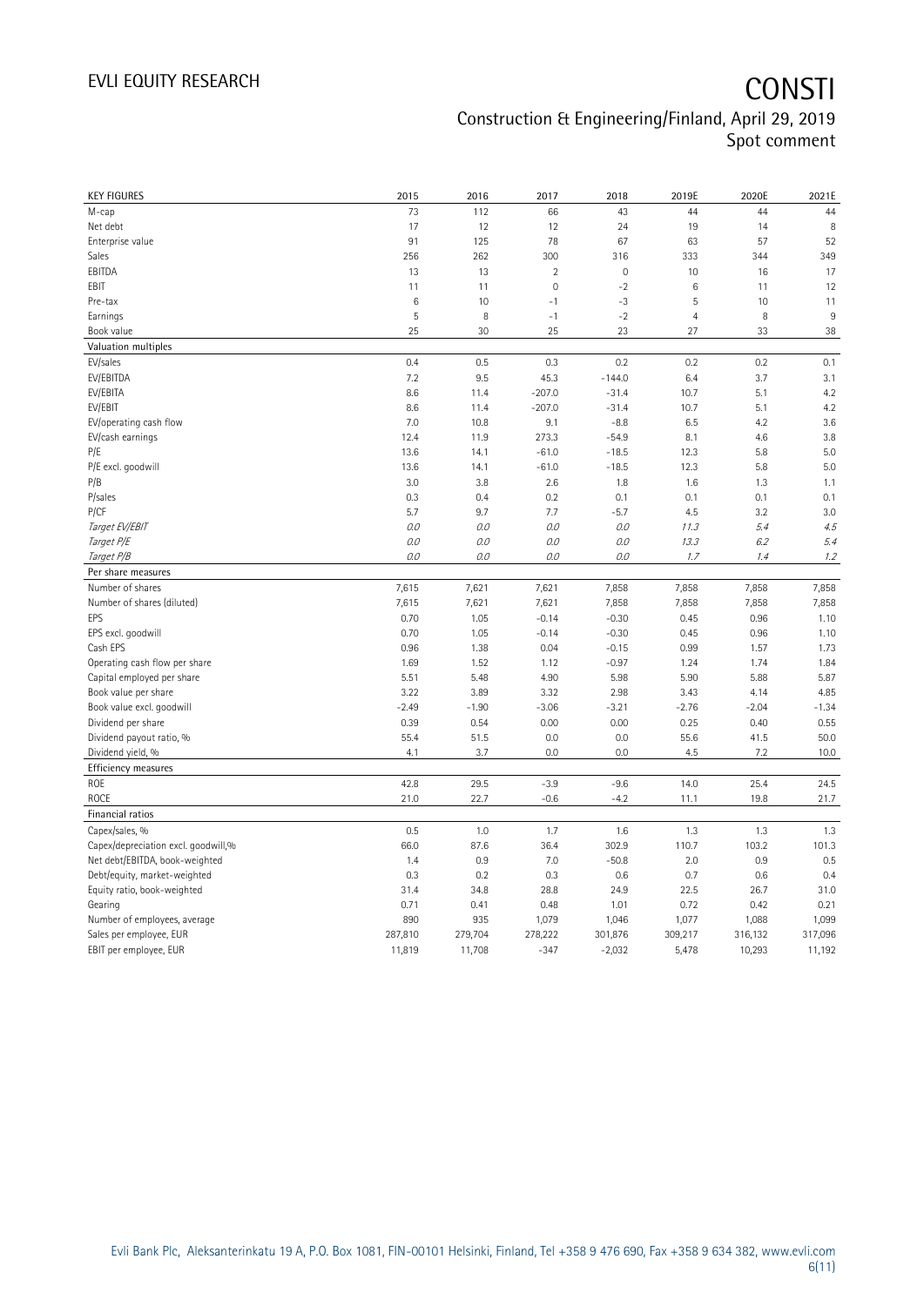| KEY FIGURES | 2015 | 2016 | 2017 | 2018 | 2019E | 2020E | 2021E |
|---|---|---|---|---|---|---|---|
| M-cap | 73 | 112 | 66 | 43 | 44 | 44 | 44 |
| Net debt | 17 | 12 | 12 | 24 | 19 | 14 | 8 |
| Enterprise value | 91 | 125 | 78 | 67 | 63 | 57 | 52 |
| Sales | 256 | 262 | 300 | 316 | 333 | 344 | 349 |
| EBITDA | 13 | 13 | 2 | 0 | 10 | 16 | 17 |
| EBIT | 11 | 11 | 0 | -2 | 6 | 11 | 12 |
| Pre-tax | 6 | 10 | -1 | -3 | 5 | 10 | 11 |
| Earnings | 5 | 8 | -1 | -2 | 4 | 8 | 9 |
| Book value | 25 | 30 | 25 | 23 | 27 | 33 | 38 |
| **Valuation multiples** | | | | | | | |
| EV/sales | 0.4 | 0.5 | 0.3 | 0.2 | 0.2 | 0.2 | 0.1 |
| EV/EBITDA | 7.2 | 9.5 | 45.3 | -144.0 | 6.4 | 3.7 | 3.1 |
| EV/EBITA | 8.6 | 11.4 | -207.0 | -31.4 | 10.7 | 5.1 | 4.2 |
| EV/EBIT | 8.6 | 11.4 | -207.0 | -31.4 | 10.7 | 5.1 | 4.2 |
| EV/operating cash flow | 7.0 | 10.8 | 9.1 | -8.8 | 6.5 | 4.2 | 3.6 |
| EV/cash earnings | 12.4 | 11.9 | 273.3 | -54.9 | 8.1 | 4.6 | 3.8 |
| P/E | 13.6 | 14.1 | -61.0 | -18.5 | 12.3 | 5.8 | 5.0 |
| P/E excl. goodwill | 13.6 | 14.1 | -61.0 | -18.5 | 12.3 | 5.8 | 5.0 |
| P/B | 3.0 | 3.8 | 2.6 | 1.8 | 1.6 | 1.3 | 1.1 |
| P/sales | 0.3 | 0.4 | 0.2 | 0.1 | 0.1 | 0.1 | 0.1 |
| P/CF | 5.7 | 9.7 | 7.7 | -5.7 | 4.5 | 3.2 | 3.0 |
| *Target EV/EBIT* | *0.0* | *0.0* | *0.0* | *0.0* | *11.3* | *5.4* | *4.5* |
| *Target P/E* | *0.0* | *0.0* | *0.0* | *0.0* | *13.3* | *6.2* | *5.4* |
| *Target P/B* | *0.0* | *0.0* | *0.0* | *0.0* | *1.7* | *1.4* | *1.2* |
| **Per share measures** | | | | | | | |
| Number of shares | 7,615 | 7,621 | 7,621 | 7,858 | 7,858 | 7,858 | 7,858 |
| Number of shares (diluted) | 7,615 | 7,621 | 7,621 | 7,858 | 7,858 | 7,858 | 7,858 |
| EPS | 0.70 | 1.05 | -0.14 | -0.30 | 0.45 | 0.96 | 1.10 |
| EPS excl. goodwill | 0.70 | 1.05 | -0.14 | -0.30 | 0.45 | 0.96 | 1.10 |
| Cash EPS | 0.96 | 1.38 | 0.04 | -0.15 | 0.99 | 1.57 | 1.73 |
| Operating cash flow per share | 1.69 | 1.52 | 1.12 | -0.97 | 1.24 | 1.74 | 1.84 |
| Capital employed per share | 5.51 | 5.48 | 4.90 | 5.98 | 5.90 | 5.88 | 5.87 |
| Book value per share | 3.22 | 3.89 | 3.32 | 2.98 | 3.43 | 4.14 | 4.85 |
| Book value excl. goodwill | -2.49 | -1.90 | -3.06 | -3.21 | -2.76 | -2.04 | -1.34 |
| Dividend per share | 0.39 | 0.54 | 0.00 | 0.00 | 0.25 | 0.40 | 0.55 |
| Dividend payout ratio, % | 55.4 | 51.5 | 0.0 | 0.0 | 55.6 | 41.5 | 50.0 |
| Dividend yield, % | 4.1 | 3.7 | 0.0 | 0.0 | 4.5 | 7.2 | 10.0 |
| **Efficiency measures** | | | | | | | |
| ROE | 42.8 | 29.5 | -3.9 | -9.6 | 14.0 | 25.4 | 24.5 |
| ROCE | 21.0 | 22.7 | -0.6 | -4.2 | 11.1 | 19.8 | 21.7 |
| **Financial ratios** | | | | | | | |
| Capex/sales, % | 0.5 | 1.0 | 1.7 | 1.6 | 1.3 | 1.3 | 1.3 |
| Capex/depreciation excl. goodwill,% | 66.0 | 87.6 | 36.4 | 302.9 | 110.7 | 103.2 | 101.3 |
| Net debt/EBITDA, book-weighted | 1.4 | 0.9 | 7.0 | -50.8 | 2.0 | 0.9 | 0.5 |
| Debt/equity, market-weighted | 0.3 | 0.2 | 0.3 | 0.6 | 0.7 | 0.6 | 0.4 |
| Equity ratio, book-weighted | 31.4 | 34.8 | 28.8 | 24.9 | 22.5 | 26.7 | 31.0 |
| Gearing | 0.71 | 0.41 | 0.48 | 1.01 | 0.72 | 0.42 | 0.21 |
| Number of employees, average | 890 | 935 | 1,079 | 1,046 | 1,077 | 1,088 | 1,099 |
| Sales per employee, EUR | 287,810 | 279,704 | 278,222 | 301,876 | 309,217 | 316,132 | 317,096 |
| EBIT per employee, EUR | 11,819 | 11,708 | -347 | -2,032 | 5,478 | 10,293 | 11,192 |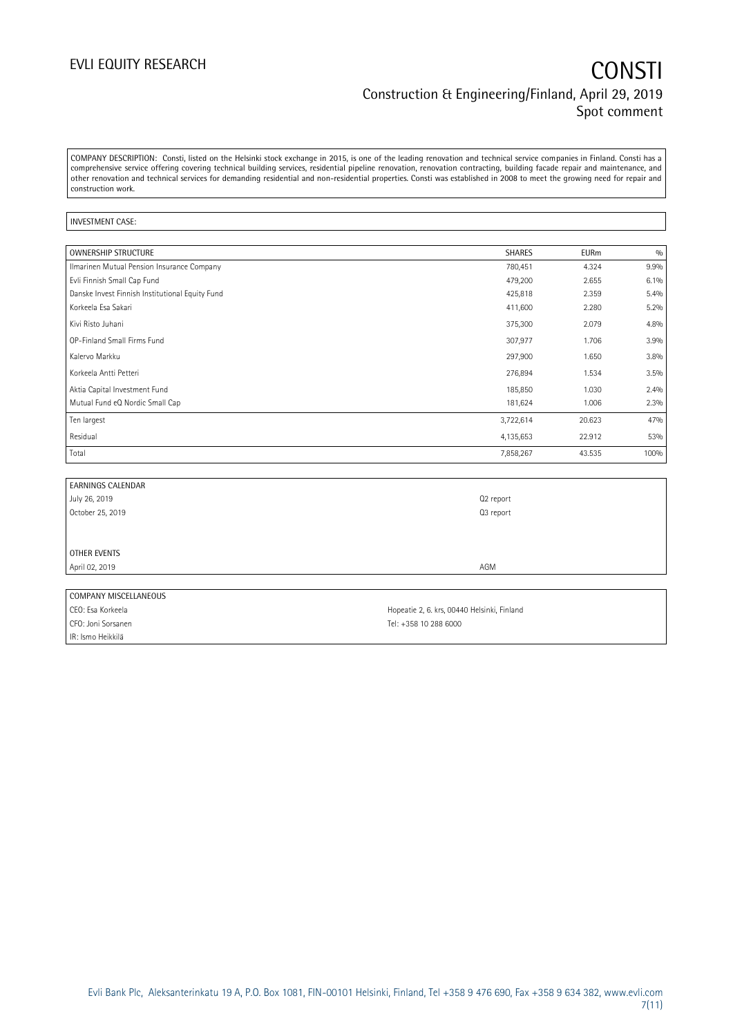COMPANY DESCRIPTION: Consti, listed on the Helsinki stock exchange in 2015, is one of the leading renovation and technical service companies in Finland. Consti has a comprehensive service offering covering technical building services, residential pipeline renovation, renovation contracting, building facade repair and maintenance, and other renovation and technical services for demanding residential and non-residential properties. Consti was established in 2008 to meet the growing need for repair and construction work.

INVESTMENT CASE:

| OWNERSHIP STRUCTURE | SHARES | EURm | % |
|---|---|---|---|
| Ilmarinen Mutual Pension Insurance Company | 780,451 | 4.324 | 9.9% |
| Evli Finnish Small Cap Fund | 479,200 | 2.655 | 6.1% |
| Danske Invest Finnish Institutional Equity Fund | 425,818 | 2.359 | 5.4% |
| Korkeela Esa Sakari | 411,600 | 2.280 | 5.2% |
| Kivi Risto Juhani | 375,300 | 2.079 | 4.8% |
| OP-Finland Small Firms Fund | 307,977 | 1.706 | 3.9% |
| Kalervo Markku | 297,900 | 1.650 | 3.8% |
| Korkeela Antti Petteri | 276,894 | 1.534 | 3.5% |
| Aktia Capital Investment Fund | 185,850 | 1.030 | 2.4% |
| Mutual Fund eQ Nordic Small Cap | 181,624 | 1.006 | 2.3% |
| Ten largest | 3,722,614 | 20.623 | 47% |
| Residual | 4,135,653 | 22.912 | 53% |
| Total | 7,858,267 | 43.535 | 100% |

| EARNINGS CALENDAR | |
|---|---|
| July 26, 2019 | Q2 report |
| October 25, 2019 | Q3 report |
| | |
| OTHER EVENTS | |
| April 02, 2019 | AGM |

| COMPANY MISCELLANEOUS | |
|---|---|
| CEO: Esa Korkeela | Hopeatie 2, 6. krs, 00440 Helsinki, Finland |
| CFO: Joni Sorsanen | Tel: +358 10 288 6000 |
| IR: Ismo Heikkilä | |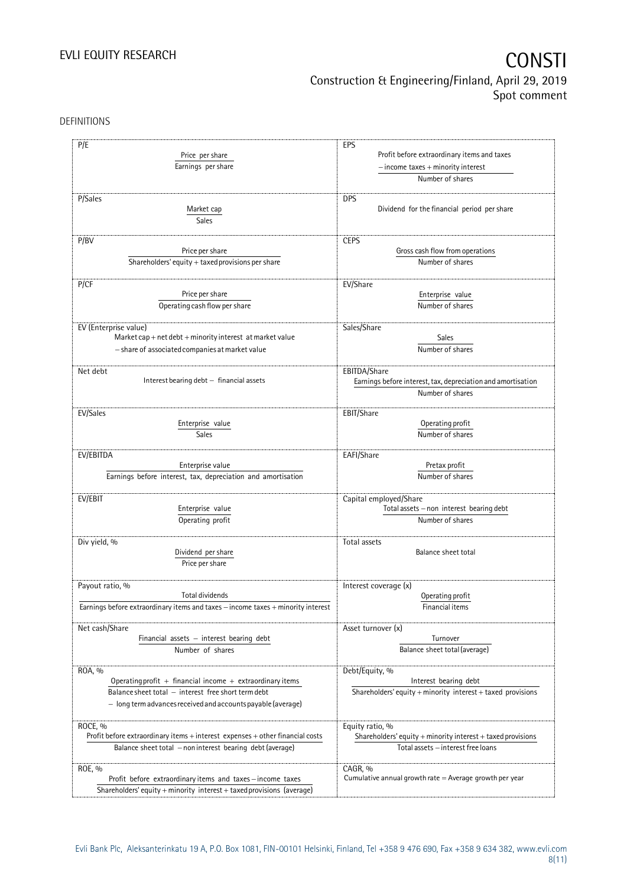DEFINITIONS

| P/E | EPS |
|---|---|
| $\frac{\text{Price per share}}{\text{Earnings per share}}$ | $\frac{\text{Profit before extraordinary items and taxes} - \text{income taxes} + \text{minority interest}}{\text{Number of shares}}$ |
| **P/Sales** | **DPS** |
| $\frac{\text{Market cap}}{\text{Sales}}$ | Dividend for the financial period per share |
| **P/BV** | **CEPS** |
| $\frac{\text{Price per share}}{\text{Shareholders' equity} + \text{taxed provisions per share}}$ | $\frac{\text{Gross cash flow from operations}}{\text{Number of shares}}$ |
| **P/CF** | **EV/Share** |
| $\frac{\text{Price per share}}{\text{Operating cash flow per share}}$ | $\frac{\text{Enterprise value}}{\text{Number of shares}}$ |
| **EV (Enterprise value)** | **Sales/Share** |
| Market cap + net debt + minority interest at market value − share of associated companies at market value | $\frac{\text{Sales}}{\text{Number of shares}}$ |
| **Net debt** | **EBITDA/Share** |
| Interest bearing debt − financial assets | $\frac{\text{Earnings before interest, tax, depreciation and amortisation}}{\text{Number of shares}}$ |
| **EV/Sales** | **EBIT/Share** |
| $\frac{\text{Enterprise value}}{\text{Sales}}$ | $\frac{\text{Operating profit}}{\text{Number of shares}}$ |
| **EV/EBITDA** | **EAFI/Share** |
| $\frac{\text{Enterprise value}}{\text{Earnings before interest, tax, depreciation and amortisation}}$ | $\frac{\text{Pretax profit}}{\text{Number of shares}}$ |
| **EV/EBIT** | **Capital employed/Share** |
| $\frac{\text{Enterprise value}}{\text{Operating profit}}$ | $\frac{\text{Total assets} - \text{non interest bearing debt}}{\text{Number of shares}}$ |
| **Div yield, %** | **Total assets** |
| $\frac{\text{Dividend per share}}{\text{Price per share}}$ | Balance sheet total |
| **Payout ratio, %** | **Interest coverage (x)** |
| $\frac{\text{Total dividends}}{\text{Earnings before extraordinary items and taxes} - \text{income taxes} + \text{minority interest}}$ | $\frac{\text{Operating profit}}{\text{Financial items}}$ |
| **Net cash/Share** | **Asset turnover (x)** |
| $\frac{\text{Financial assets} - \text{interest bearing debt}}{\text{Number of shares}}$ | $\frac{\text{Turnover}}{\text{Balance sheet total (average)}}$ |
| **ROA, %** | **Debt/Equity, %** |
| $\frac{\text{Operating profit} + \text{financial income} + \text{extraordinary items}}{\text{Balance sheet total} - \text{interest free short term debt} - \text{long term advances received and accounts payable (average)}}$ | $\frac{\text{Interest bearing debt}}{\text{Shareholders' equity} + \text{minority interest} + \text{taxed provisions}}$ |
| **ROCE, %** | **Equity ratio, %** |
| $\frac{\text{Profit before extraordinary items} + \text{interest expenses} + \text{other financial costs}}{\text{Balance sheet total} - \text{non interest bearing debt (average)}}$ | $\frac{\text{Shareholders' equity} + \text{minority interest} + \text{taxed provisions}}{\text{Total assets} - \text{interest free loans}}$ |
| **ROE, %** | **CAGR, %** |
| $\frac{\text{Profit before extraordinary items and taxes} - \text{income taxes}}{\text{Shareholders' equity} + \text{minority interest} + \text{taxed provisions (average)}}$ | Cumulative annual growth rate = Average growth per year |

Evli Bank Plc, Aleksanterinkatu 19 A, P.O. Box 1081, FIN-00101 Helsinki, Finland, Tel +358 9 476 690, Fax +358 9 634 382, www.evli.com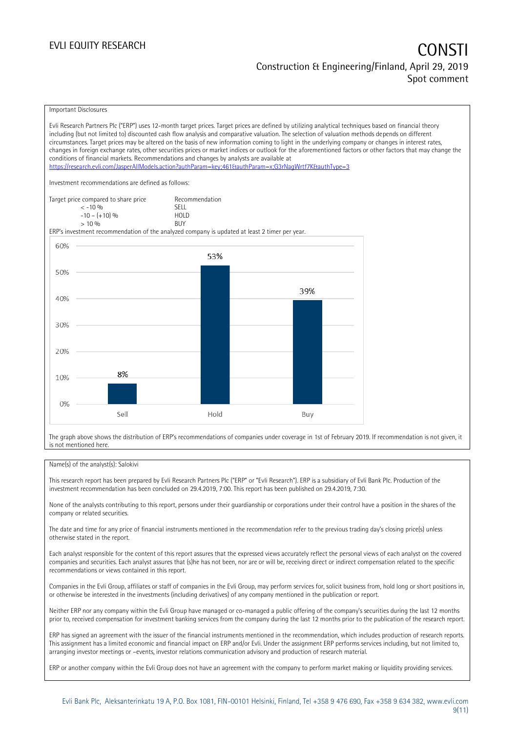Important Disclosures

Evli Research Partners Plc ("ERP") uses 12-month target prices. Target prices are defined by utilizing analytical techniques based on financial theory including (but not limited to) discounted cash flow analysis and comparative valuation. The selection of valuation methods depends on different circumstances. Target prices may be altered on the basis of new information coming to light in the underlying company or changes in interest rates, changes in foreign exchange rates, other securities prices or market indices or outlook for the aforementioned factors or other factors that may change the conditions of financial markets. Recommendations and changes by analysts are available at https://research.evli.com/JasperAllModels.action?authParam=key;461&authParam=x;G3rNagWrtf7K&authType=3

Investment recommendations are defined as follows:

| Target price compared to share price | Recommendation |
|---|---|
| < -10 % | SELL |
| -10 – (+10) % | HOLD |
| > 10 % | BUY |

ERP's investment recommendation of the analyzed company is updated at least 2 timer per year.

| | Sell | Hold | Buy |
|---|---|---|---|
| Share | 8% | 53% | 39% |

The graph above shows the distribution of ERP's recommendations of companies under coverage in 1st of February 2019. If recommendation is not given, it is not mentioned here.

Name(s) of the analyst(s): Salokivi

This research report has been prepared by Evli Research Partners Plc ("ERP" or "Evli Research"). ERP is a subsidiary of Evli Bank Plc. Production of the investment recommendation has been concluded on 29.4.2019, 7:00. This report has been published on 29.4.2019, 7:30.

None of the analysts contributing to this report, persons under their guardianship or corporations under their control have a position in the shares of the company or related securities.

The date and time for any price of financial instruments mentioned in the recommendation refer to the previous trading day's closing price(s) unless otherwise stated in the report.

Each analyst responsible for the content of this report assures that the expressed views accurately reflect the personal views of each analyst on the covered companies and securities. Each analyst assures that (s)he has not been, nor are or will be, receiving direct or indirect compensation related to the specific recommendations or views contained in this report.

Companies in the Evli Group, affiliates or staff of companies in the Evli Group, may perform services for, solicit business from, hold long or short positions in, or otherwise be interested in the investments (including derivatives) of any company mentioned in the publication or report.

Neither ERP nor any company within the Evli Group have managed or co-managed a public offering of the company's securities during the last 12 months prior to, received compensation for investment banking services from the company during the last 12 months prior to the publication of the research report.

ERP has signed an agreement with the issuer of the financial instruments mentioned in the recommendation, which includes production of research reports. This assignment has a limited economic and financial impact on ERP and/or Evli. Under the assignment ERP performs services including, but not limited to, arranging investor meetings or –events, investor relations communication advisory and production of research material.

ERP or another company within the Evli Group does not have an agreement with the company to perform market making or liquidity providing services.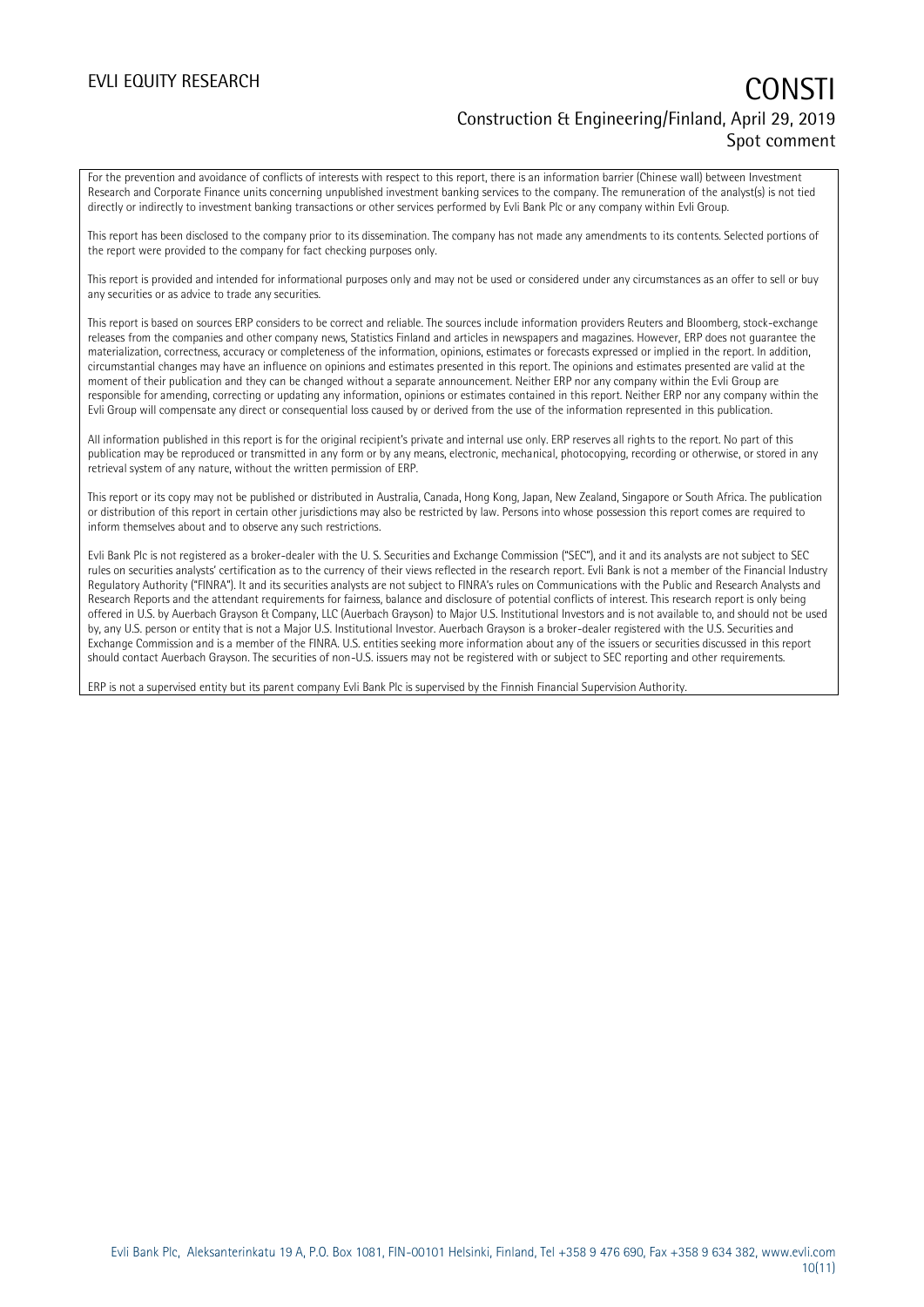For the prevention and avoidance of conflicts of interests with respect to this report, there is an information barrier (Chinese wall) between Investment Research and Corporate Finance units concerning unpublished investment banking services to the company. The remuneration of the analyst(s) is not tied directly or indirectly to investment banking transactions or other services performed by Evli Bank Plc or any company within Evli Group.

This report has been disclosed to the company prior to its dissemination. The company has not made any amendments to its contents. Selected portions of the report were provided to the company for fact checking purposes only.

This report is provided and intended for informational purposes only and may not be used or considered under any circumstances as an offer to sell or buy any securities or as advice to trade any securities.

This report is based on sources ERP considers to be correct and reliable. The sources include information providers Reuters and Bloomberg, stock-exchange releases from the companies and other company news, Statistics Finland and articles in newspapers and magazines. However, ERP does not guarantee the materialization, correctness, accuracy or completeness of the information, opinions, estimates or forecasts expressed or implied in the report. In addition, circumstantial changes may have an influence on opinions and estimates presented in this report. The opinions and estimates presented are valid at the moment of their publication and they can be changed without a separate announcement. Neither ERP nor any company within the Evli Group are responsible for amending, correcting or updating any information, opinions or estimates contained in this report. Neither ERP nor any company within the Evli Group will compensate any direct or consequential loss caused by or derived from the use of the information represented in this publication.

All information published in this report is for the original recipient's private and internal use only. ERP reserves all rights to the report. No part of this publication may be reproduced or transmitted in any form or by any means, electronic, mechanical, photocopying, recording or otherwise, or stored in any retrieval system of any nature, without the written permission of ERP.

This report or its copy may not be published or distributed in Australia, Canada, Hong Kong, Japan, New Zealand, Singapore or South Africa. The publication or distribution of this report in certain other jurisdictions may also be restricted by law. Persons into whose possession this report comes are required to inform themselves about and to observe any such restrictions.

Evli Bank Plc is not registered as a broker-dealer with the U. S. Securities and Exchange Commission ("SEC"), and it and its analysts are not subject to SEC rules on securities analysts' certification as to the currency of their views reflected in the research report. Evli Bank is not a member of the Financial Industry Regulatory Authority ("FINRA"). It and its securities analysts are not subject to FINRA's rules on Communications with the Public and Research Analysts and Research Reports and the attendant requirements for fairness, balance and disclosure of potential conflicts of interest. This research report is only being offered in U.S. by Auerbach Grayson & Company, LLC (Auerbach Grayson) to Major U.S. Institutional Investors and is not available to, and should not be used by, any U.S. person or entity that is not a Major U.S. Institutional Investor. Auerbach Grayson is a broker-dealer registered with the U.S. Securities and Exchange Commission and is a member of the FINRA. U.S. entities seeking more information about any of the issuers or securities discussed in this report should contact Auerbach Grayson. The securities of non-U.S. issuers may not be registered with or subject to SEC reporting and other requirements.

ERP is not a supervised entity but its parent company Evli Bank Plc is supervised by the Finnish Financial Supervision Authority.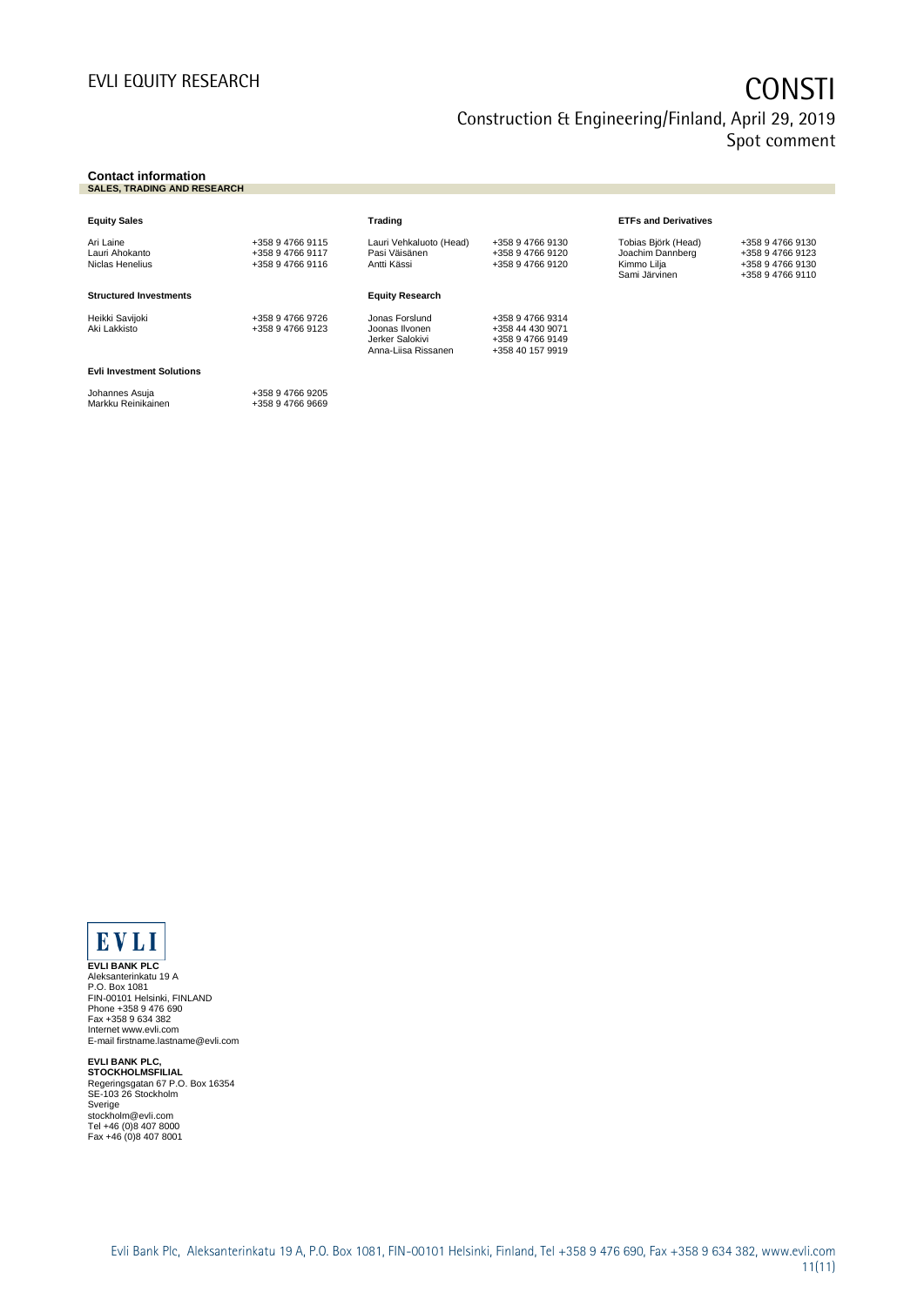## Contact information

**SALES, TRADING AND RESEARCH**

**Equity Sales**

| | |
|---|---|
| Ari Laine | +358 9 4766 9115 |
| Lauri Ahokanto | +358 9 4766 9117 |
| Niclas Henelius | +358 9 4766 9116 |

**Trading**

| | |
|---|---|
| Lauri Vehkaluoto (Head) | +358 9 4766 9130 |
| Pasi Väisänen | +358 9 4766 9120 |
| Antti Kässi | +358 9 4766 9120 |

**ETFs and Derivatives**

| | |
|---|---|
| Tobias Björk (Head) | +358 9 4766 9130 |
| Joachim Dannberg | +358 9 4766 9123 |
| Kimmo Lilja | +358 9 4766 9130 |
| Sami Järvinen | +358 9 4766 9110 |

**Structured Investments**

| | |
|---|---|
| Heikki Savijoki | +358 9 4766 9726 |
| Aki Lakkisto | +358 9 4766 9123 |

**Equity Research**

| | |
|---|---|
| Jonas Forslund | +358 9 4766 9314 |
| Joonas Ilvonen | +358 44 430 9071 |
| Jerker Salokivi | +358 9 4766 9149 |
| Anna-Liisa Rissanen | +358 40 157 9919 |

**Evli Investment Solutions**

| | |
|---|---|
| Johannes Asuja | +358 9 4766 9205 |
| Markku Reinikainen | +358 9 4766 9669 |

EVLI

**EVLI BANK PLC**
Aleksanterinkatu 19 A
P.O. Box 1081
FIN-00101 Helsinki, FINLAND
Phone +358 9 476 690
Fax +358 9 634 382
Internet www.evli.com
E-mail firstname.lastname@evli.com

**EVLI BANK PLC, STOCKHOLMSFILIAL**
Regeringsgatan 67 P.O. Box 16354
SE-103 26 Stockholm
Sverige
stockholm@evli.com
Tel +46 (0)8 407 8000
Fax +46 (0)8 407 8001